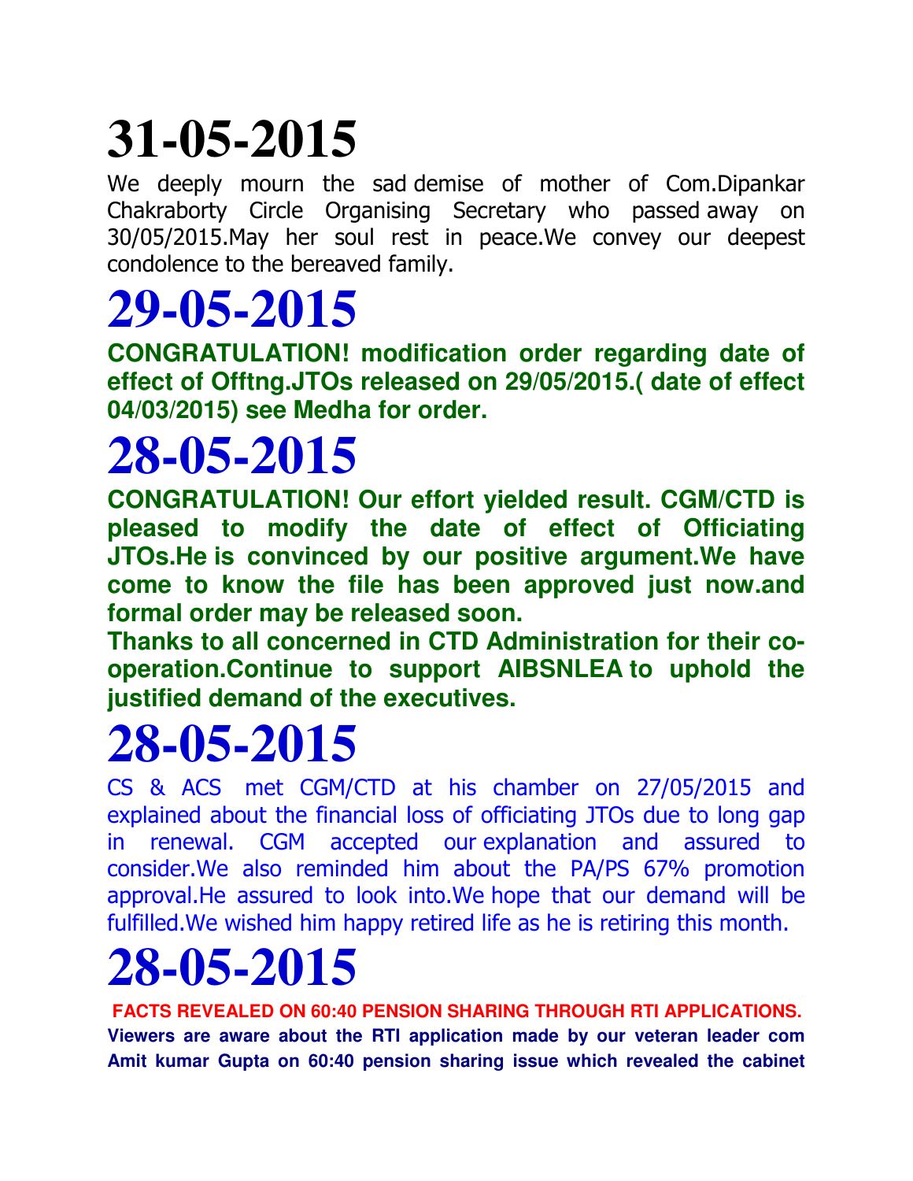# 31-05-2015

We deeply mourn the sad demise of mother of Com.Dipankar Chakraborty Circle Organising Secretary who passed away on 30/05/2015.May her soul rest in peace.We convey our deepest condolence to the bereaved family.

# 29-05-2015

**CONGRATULATION! modification order regarding date of effect of Offtng.JTOs released on 29/05/2015.( date of effect 04/03/2015) see Medha for order.**

# 28-05-2015

**CONGRATULATION! Our effort yielded result. CGM/CTD is pleased to modify the date of effect of Officiating JTOs.He is convinced by our positive argument.We have come to know the file has been approved just now.and formal order may be released soon.**

**Thanks to all concerned in CTD Administration for their co-operation.Continue to support AIBSNLEA to uphold the justified demand of the executives.**

# 28-05-2015

CS & ACS met CGM/CTD at his chamber on 27/05/2015 and explained about the financial loss of officiating JTOs due to long gap in renewal. CGM accepted our explanation and assured to consider.We also reminded him about the PA/PS 67% promotion approval.He assured to look into.We hope that our demand will be fulfilled.We wished him happy retired life as he is retiring this month.

# 28-05-2015

**FACTS REVEALED ON 60:40 PENSION SHARING THROUGH RTI APPLICATIONS.**

**Viewers are aware about the RTI application made by our veteran leader com Amit kumar Gupta on 60:40 pension sharing issue which revealed the cabinet**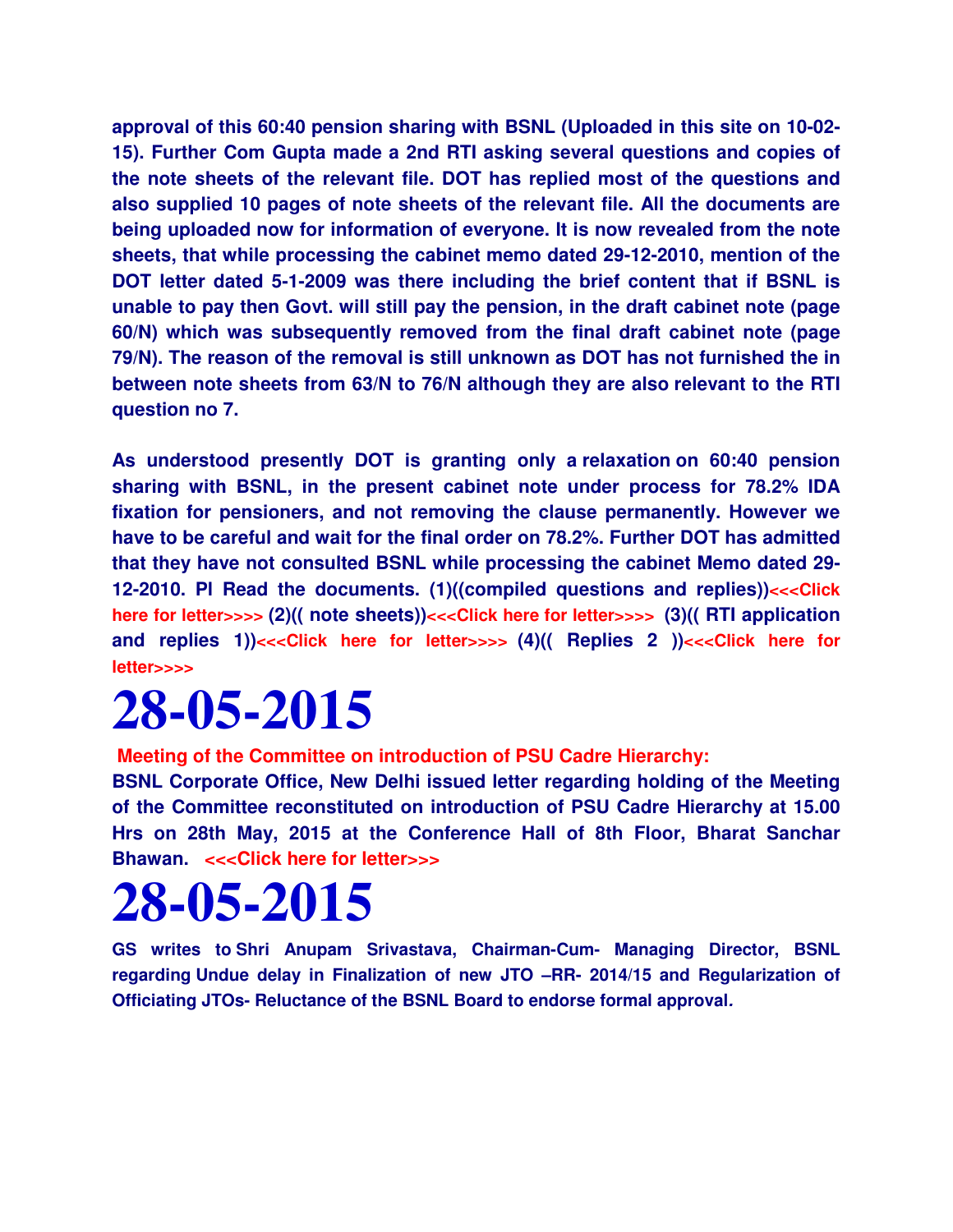**approval of this 60:40 pension sharing with BSNL (Uploaded in this site on 10-02-15). Further Com Gupta made a 2nd RTI asking several questions and copies of the note sheets of the relevant file. DOT has replied most of the questions and also supplied 10 pages of note sheets of the relevant file. All the documents are being uploaded now for information of everyone. It is now revealed from the note sheets, that while processing the cabinet memo dated 29-12-2010, mention of the DOT letter dated 5-1-2009 was there including the brief content that if BSNL is unable to pay then Govt. will still pay the pension, in the draft cabinet note (page 60/N) which was subsequently removed from the final draft cabinet note (page 79/N). The reason of the removal is still unknown as DOT has not furnished the in between note sheets from 63/N to 76/N although they are also relevant to the RTI question no 7.**

**As understood presently DOT is granting only a relaxation on 60:40 pension sharing with BSNL, in the present cabinet note under process for 78.2% IDA fixation for pensioners, and not removing the clause permanently. However we have to be careful and wait for the final order on 78.2%. Further DOT has admitted that they have not consulted BSNL while processing the cabinet Memo dated 29-12-2010. Pl Read the documents. (1)((compiled questions and replies))<<<Click here for letter>>>> (2)(( note sheets))<<<Click here for letter>>>> (3)(( RTI application and replies 1))<<<Click here for letter>>>> (4)(( Replies 2 ))<<<Click here for letter>>>>**

# 28-05-2015

**Meeting of the Committee on introduction of PSU Cadre Hierarchy:**

**BSNL Corporate Office, New Delhi issued letter regarding holding of the Meeting of the Committee reconstituted on introduction of PSU Cadre Hierarchy at 15.00 Hrs on 28th May, 2015 at the Conference Hall of 8th Floor, Bharat Sanchar Bhawan. <<<Click here for letter>>>**

# 28-05-2015

**GS writes to Shri Anupam Srivastava, Chairman-Cum- Managing Director, BSNL regarding Undue delay in Finalization of new JTO –RR- 2014/15 and Regularization of Officiating JTOs- Reluctance of the BSNL Board to endorse formal approval.**